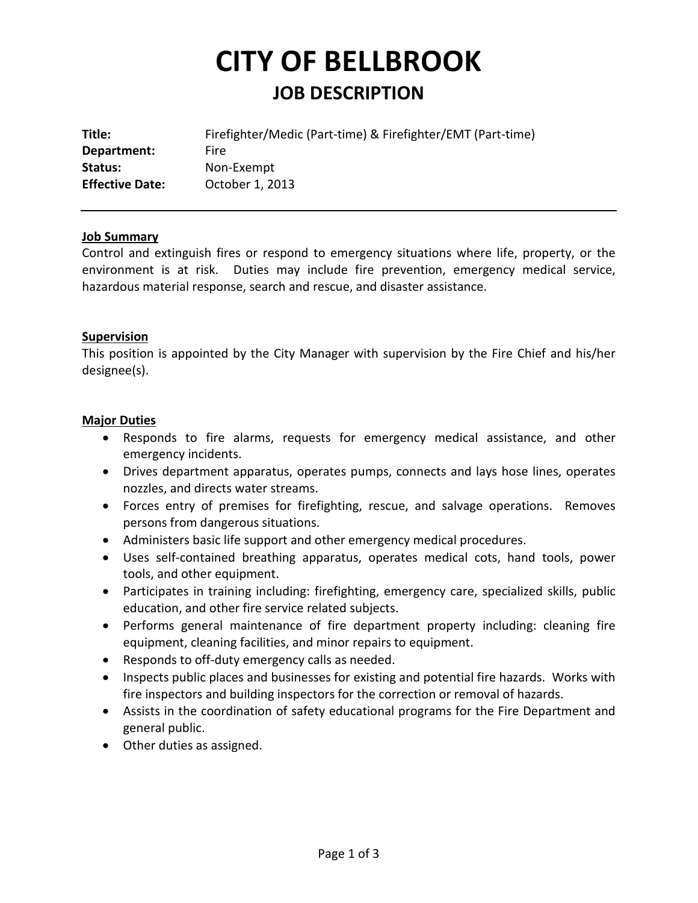# CITY OF BELLBROOK

## JOB DESCRIPTION

**Title:** Firefighter/Medic (Part-time) & Firefighter/EMT (Part-time)
**Department:** Fire
**Status:** Non-Exempt
**Effective Date:** October 1, 2013

---

### Job Summary

Control and extinguish fires or respond to emergency situations where life, property, or the environment is at risk. Duties may include fire prevention, emergency medical service, hazardous material response, search and rescue, and disaster assistance.

### Supervision

This position is appointed by the City Manager with supervision by the Fire Chief and his/her designee(s).

### Major Duties

- Responds to fire alarms, requests for emergency medical assistance, and other emergency incidents.
- Drives department apparatus, operates pumps, connects and lays hose lines, operates nozzles, and directs water streams.
- Forces entry of premises for firefighting, rescue, and salvage operations. Removes persons from dangerous situations.
- Administers basic life support and other emergency medical procedures.
- Uses self-contained breathing apparatus, operates medical cots, hand tools, power tools, and other equipment.
- Participates in training including: firefighting, emergency care, specialized skills, public education, and other fire service related subjects.
- Performs general maintenance of fire department property including: cleaning fire equipment, cleaning facilities, and minor repairs to equipment.
- Responds to off-duty emergency calls as needed.
- Inspects public places and businesses for existing and potential fire hazards. Works with fire inspectors and building inspectors for the correction or removal of hazards.
- Assists in the coordination of safety educational programs for the Fire Department and general public.
- Other duties as assigned.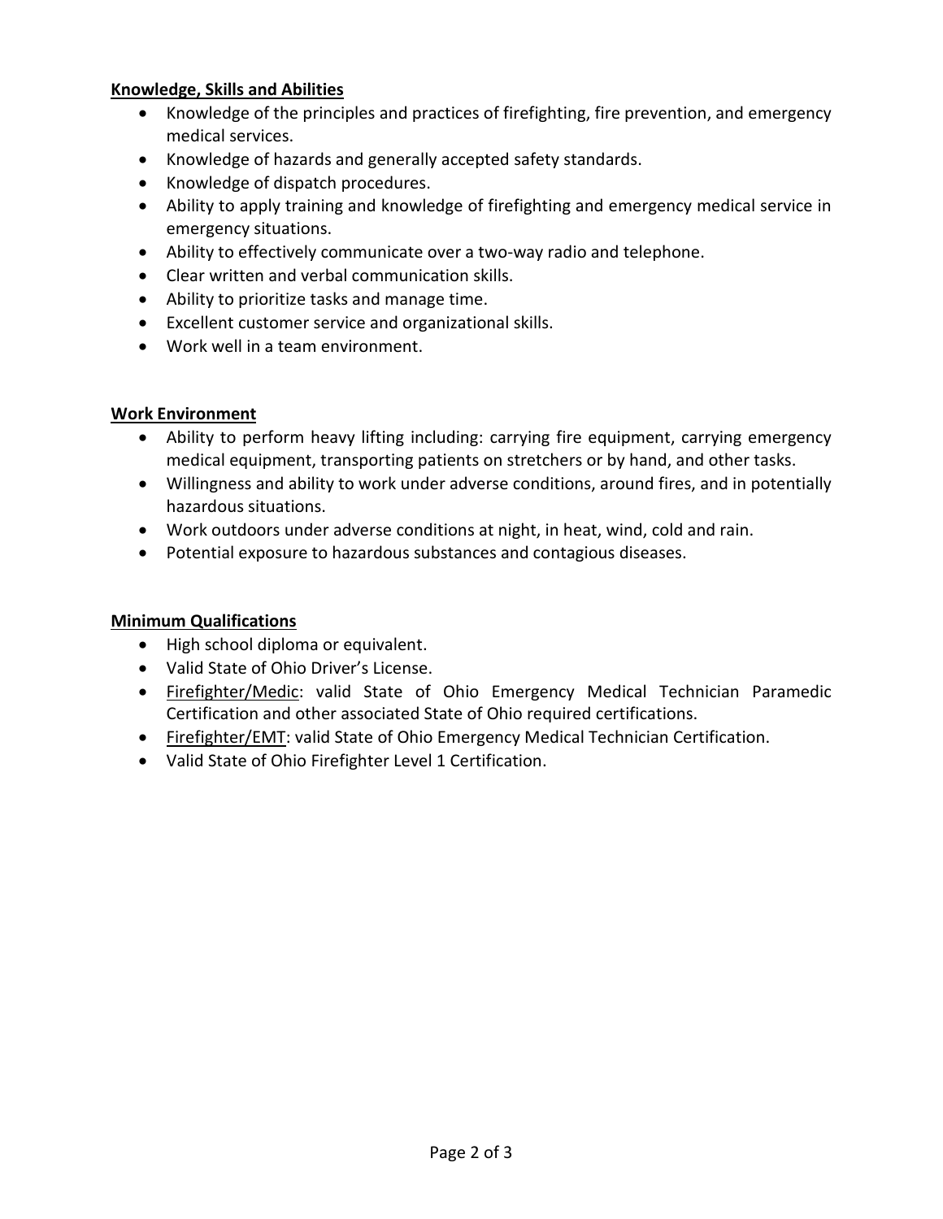**Knowledge, Skills and Abilities**

- Knowledge of the principles and practices of firefighting, fire prevention, and emergency medical services.
- Knowledge of hazards and generally accepted safety standards.
- Knowledge of dispatch procedures.
- Ability to apply training and knowledge of firefighting and emergency medical service in emergency situations.
- Ability to effectively communicate over a two-way radio and telephone.
- Clear written and verbal communication skills.
- Ability to prioritize tasks and manage time.
- Excellent customer service and organizational skills.
- Work well in a team environment.

**Work Environment**

- Ability to perform heavy lifting including: carrying fire equipment, carrying emergency medical equipment, transporting patients on stretchers or by hand, and other tasks.
- Willingness and ability to work under adverse conditions, around fires, and in potentially hazardous situations.
- Work outdoors under adverse conditions at night, in heat, wind, cold and rain.
- Potential exposure to hazardous substances and contagious diseases.

**Minimum Qualifications**

- High school diploma or equivalent.
- Valid State of Ohio Driver's License.
- Firefighter/Medic: valid State of Ohio Emergency Medical Technician Paramedic Certification and other associated State of Ohio required certifications.
- Firefighter/EMT: valid State of Ohio Emergency Medical Technician Certification.
- Valid State of Ohio Firefighter Level 1 Certification.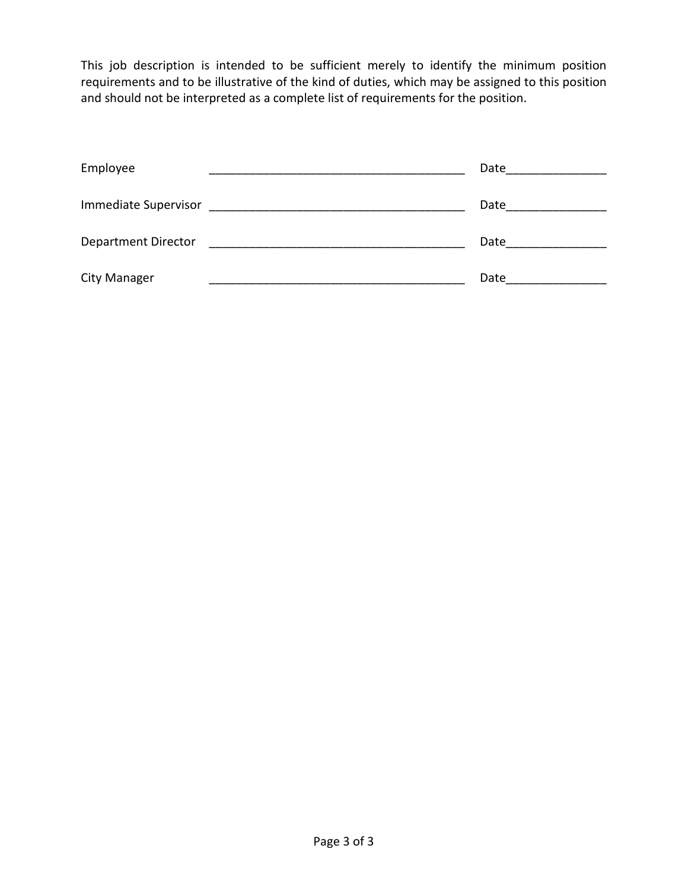This job description is intended to be sufficient merely to identify the minimum position requirements and to be illustrative of the kind of duties, which may be assigned to this position and should not be interpreted as a complete list of requirements for the position.

Employee _______________________________________ Date_______________

Immediate Supervisor _______________________________________ Date_______________

Department Director _______________________________________ Date_______________

City Manager _______________________________________ Date_______________